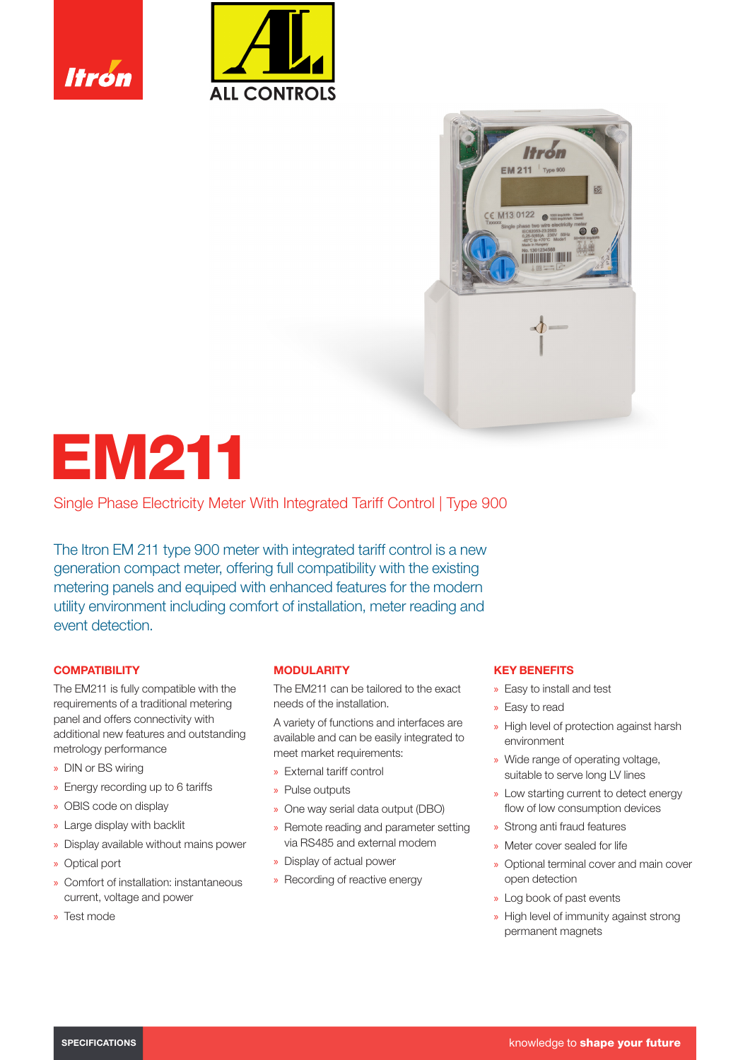# EM211

Single Phase Electricity Meter With Integrated Tariff Control | Type 900

The Itron EM 211 type 900 meter with integrated tariff control is a new generation compact meter, offering full compatibility with the existing metering panels and equiped with enhanced features for the modern utility environment including comfort of installation, meter reading and event detection.

## COMPATIBILITY

The EM211 is fully compatible with the requirements of a traditional metering panel and offers connectivity with additional new features and outstanding metrology performance

- DIN or BS wiring
- Energy recording up to 6 tariffs
- OBIS code on display
- Large display with backlit
- Display available without mains power
- Optical port
- Comfort of installation: instantaneous current, voltage and power
- Test mode

## MODULARITY

The EM211 can be tailored to the exact needs of the installation.

A variety of functions and interfaces are available and can be easily integrated to meet market requirements:

- External tariff control
- Pulse outputs
- One way serial data output (DBO)
- Remote reading and parameter setting via RS485 and external modem
- Display of actual power
- Recording of reactive energy

## KEY BENEFITS

- Easy to install and test
- Easy to read
- High level of protection against harsh environment
- Wide range of operating voltage, suitable to serve long LV lines
- Low starting current to detect energy flow of low consumption devices
- Strong anti fraud features
- Meter cover sealed for life
- Optional terminal cover and main cover open detection
- Log book of past events
- High level of immunity against strong permanent magnets

SPECIFICATIONS

knowledge to **shape your future**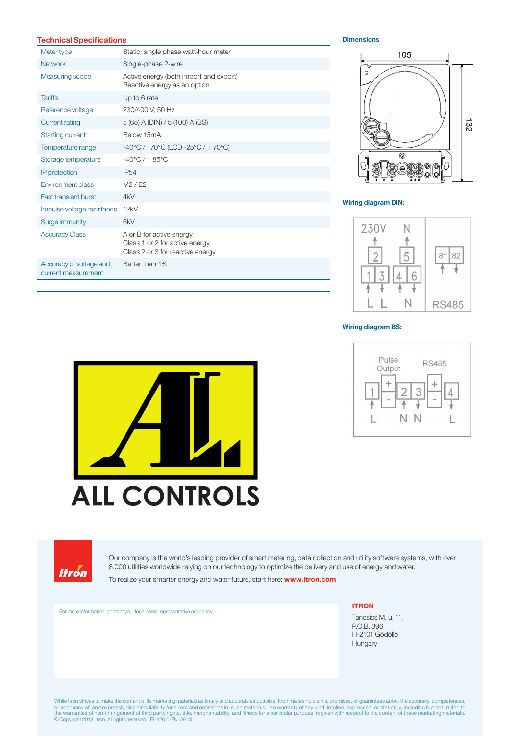## Technical Specifications

| | |
|---|---|
| Meter type | Static, single phase watt-hour meter |
| Network | Single-phase 2-wire |
| Measuring scope | Active energy (both import and export)<br>Reactive energy as an option |
| Tariffs | Up to 6 rate |
| Reference voltage | 230/400 V, 50 Hz |
| Current rating | 5 (65) A (DIN) / 5 (100) A (BS) |
| Starting current | Below 15mA |
| Temperature range | -40°C / +70°C (LCD -25°C / + 70°C) |
| Storage temperature | -40°C / + 85°C |
| IP protection | IP54 |
| Environment class | M2 / E2 |
| Fast transient burst | 4kV |
| Impulse voltage resistance | 12kV |
| Surge immunity | 6kV |
| Accuracy Class | A or B for active energy<br>Class 1 or 2 for active energy<br>Class 2 or 3 for reactive energy |
| Accuracy of voltage and current measurement | Better than 1% |

### Dimensions

105

132

### Wiring diagram DIN:

230V N

2 5

1 3 4 6

L L N

81 82

RS485

### Wiring diagram BS:

Pulse Output

RS485

1 + - 2 3 + - 4

L N N L

ALL CONTROLS

Itron

Our company is the world's leading provider of smart metering, data collection and utility software systems, with over 8,000 utilities worldwide relying on our technology to optimize the delivery and use of energy and water.

To realize your smarter energy and water future, start here: **www.itron.com**

For more information, contact your local sales representative or agency:

**ITRON**

Tancsics M. u. 11.
P.O.B. 396
H-2101 Gödöllő
Hungary

While Itron strives to make the content of its marketing materials as timely and accurate as possible, Itron makes no claims, promises, or guarantees about the accuracy, completeness, or adequacy of, and expressly disclaims liability for errors and omissions in, such materials. No warranty of any kind, implied, expressed, or statutory, including but not limited to the warranties of non-infringement of third party rights, title, merchantability, and fitness for a particular purpose, is given with respect to the content of these marketing materials.
© Copyright 2013, Itron. All rights reserved. EL-120.0-EN-09.13